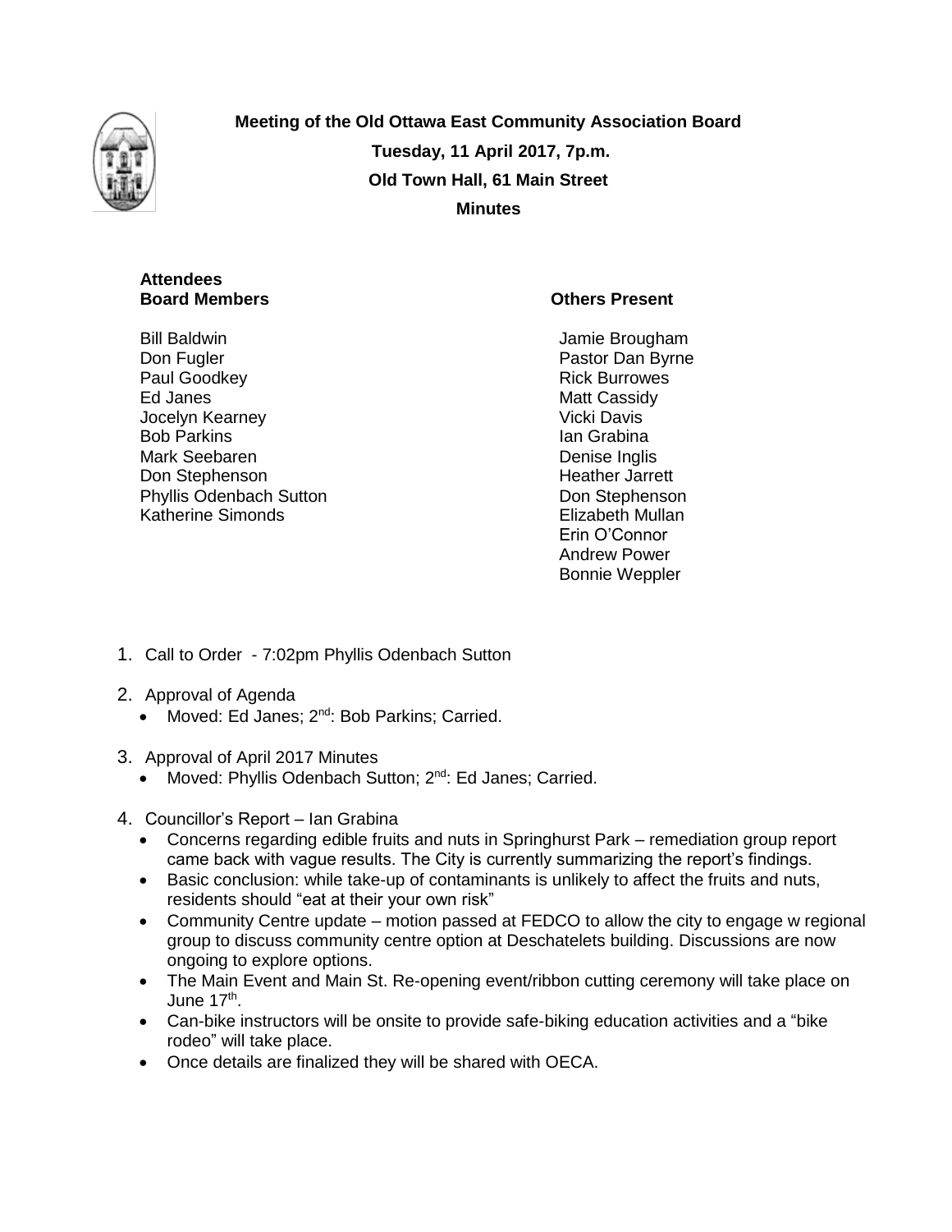**Meeting of the Old Ottawa East Community Association Board**

**Tuesday, 11 April 2017, 7p.m.**

**Old Town Hall, 61 Main Street**

**Minutes**

**Attendees**

**Board Members**

Bill Baldwin
Don Fugler
Paul Goodkey
Ed Janes
Jocelyn Kearney
Bob Parkins
Mark Seebaren
Don Stephenson
Phyllis Odenbach Sutton
Katherine Simonds

**Others Present**

Jamie Brougham
Pastor Dan Byrne
Rick Burrowes
Matt Cassidy
Vicki Davis
Ian Grabina
Denise Inglis
Heather Jarrett
Don Stephenson
Elizabeth Mullan
Erin O'Connor
Andrew Power
Bonnie Weppler

1. Call to Order - 7:02pm Phyllis Odenbach Sutton

2. Approval of Agenda
   - Moved: Ed Janes; 2nd: Bob Parkins; Carried.

3. Approval of April 2017 Minutes
   - Moved: Phyllis Odenbach Sutton; 2nd: Ed Janes; Carried.

4. Councillor's Report – Ian Grabina
   - Concerns regarding edible fruits and nuts in Springhurst Park – remediation group report came back with vague results. The City is currently summarizing the report's findings.
   - Basic conclusion: while take-up of contaminants is unlikely to affect the fruits and nuts, residents should "eat at their your own risk"
   - Community Centre update – motion passed at FEDCO to allow the city to engage w regional group to discuss community centre option at Deschatelets building. Discussions are now ongoing to explore options.
   - The Main Event and Main St. Re-opening event/ribbon cutting ceremony will take place on June 17th.
   - Can-bike instructors will be onsite to provide safe-biking education activities and a "bike rodeo" will take place.
   - Once details are finalized they will be shared with OECA.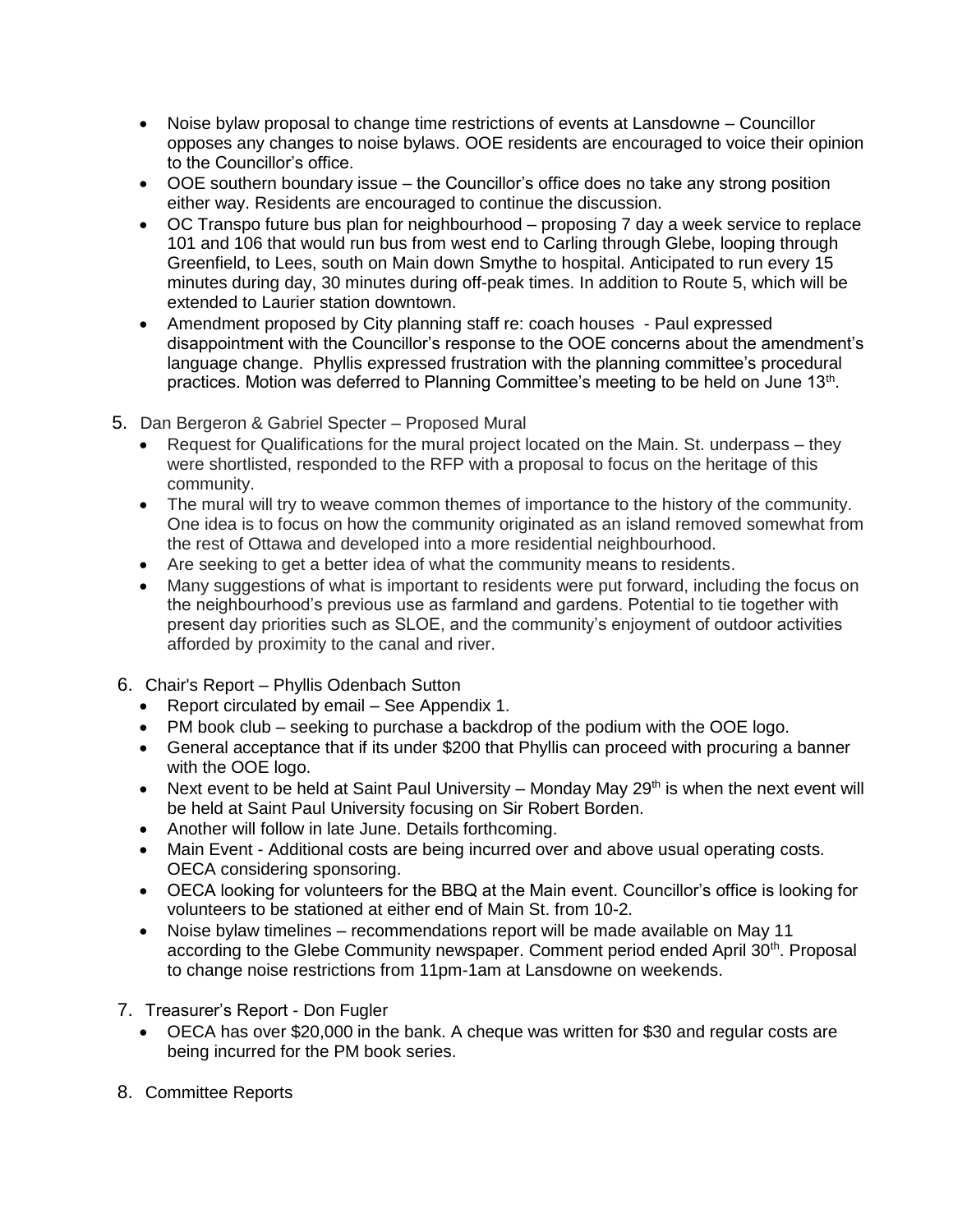- Noise bylaw proposal to change time restrictions of events at Lansdowne – Councillor opposes any changes to noise bylaws. OOE residents are encouraged to voice their opinion to the Councillor's office.
- OOE southern boundary issue – the Councillor's office does no take any strong position either way. Residents are encouraged to continue the discussion.
- OC Transpo future bus plan for neighbourhood – proposing 7 day a week service to replace 101 and 106 that would run bus from west end to Carling through Glebe, looping through Greenfield, to Lees, south on Main down Smythe to hospital. Anticipated to run every 15 minutes during day, 30 minutes during off-peak times. In addition to Route 5, which will be extended to Laurier station downtown.
- Amendment proposed by City planning staff re: coach houses - Paul expressed disappointment with the Councillor's response to the OOE concerns about the amendment's language change. Phyllis expressed frustration with the planning committee's procedural practices. Motion was deferred to Planning Committee's meeting to be held on June 13th.

5. Dan Bergeron & Gabriel Specter – Proposed Mural
   - Request for Qualifications for the mural project located on the Main. St. underpass – they were shortlisted, responded to the RFP with a proposal to focus on the heritage of this community.
   - The mural will try to weave common themes of importance to the history of the community. One idea is to focus on how the community originated as an island removed somewhat from the rest of Ottawa and developed into a more residential neighbourhood.
   - Are seeking to get a better idea of what the community means to residents.
   - Many suggestions of what is important to residents were put forward, including the focus on the neighbourhood's previous use as farmland and gardens. Potential to tie together with present day priorities such as SLOE, and the community's enjoyment of outdoor activities afforded by proximity to the canal and river.

6. Chair's Report – Phyllis Odenbach Sutton
   - Report circulated by email – See Appendix 1.
   - PM book club – seeking to purchase a backdrop of the podium with the OOE logo.
   - General acceptance that if its under $200 that Phyllis can proceed with procuring a banner with the OOE logo.
   - Next event to be held at Saint Paul University – Monday May 29th is when the next event will be held at Saint Paul University focusing on Sir Robert Borden.
   - Another will follow in late June. Details forthcoming.
   - Main Event - Additional costs are being incurred over and above usual operating costs. OECA considering sponsoring.
   - OECA looking for volunteers for the BBQ at the Main event. Councillor's office is looking for volunteers to be stationed at either end of Main St. from 10-2.
   - Noise bylaw timelines – recommendations report will be made available on May 11 according to the Glebe Community newspaper. Comment period ended April 30th. Proposal to change noise restrictions from 11pm-1am at Lansdowne on weekends.

7. Treasurer's Report - Don Fugler
   - OECA has over $20,000 in the bank. A cheque was written for $30 and regular costs are being incurred for the PM book series.

8. Committee Reports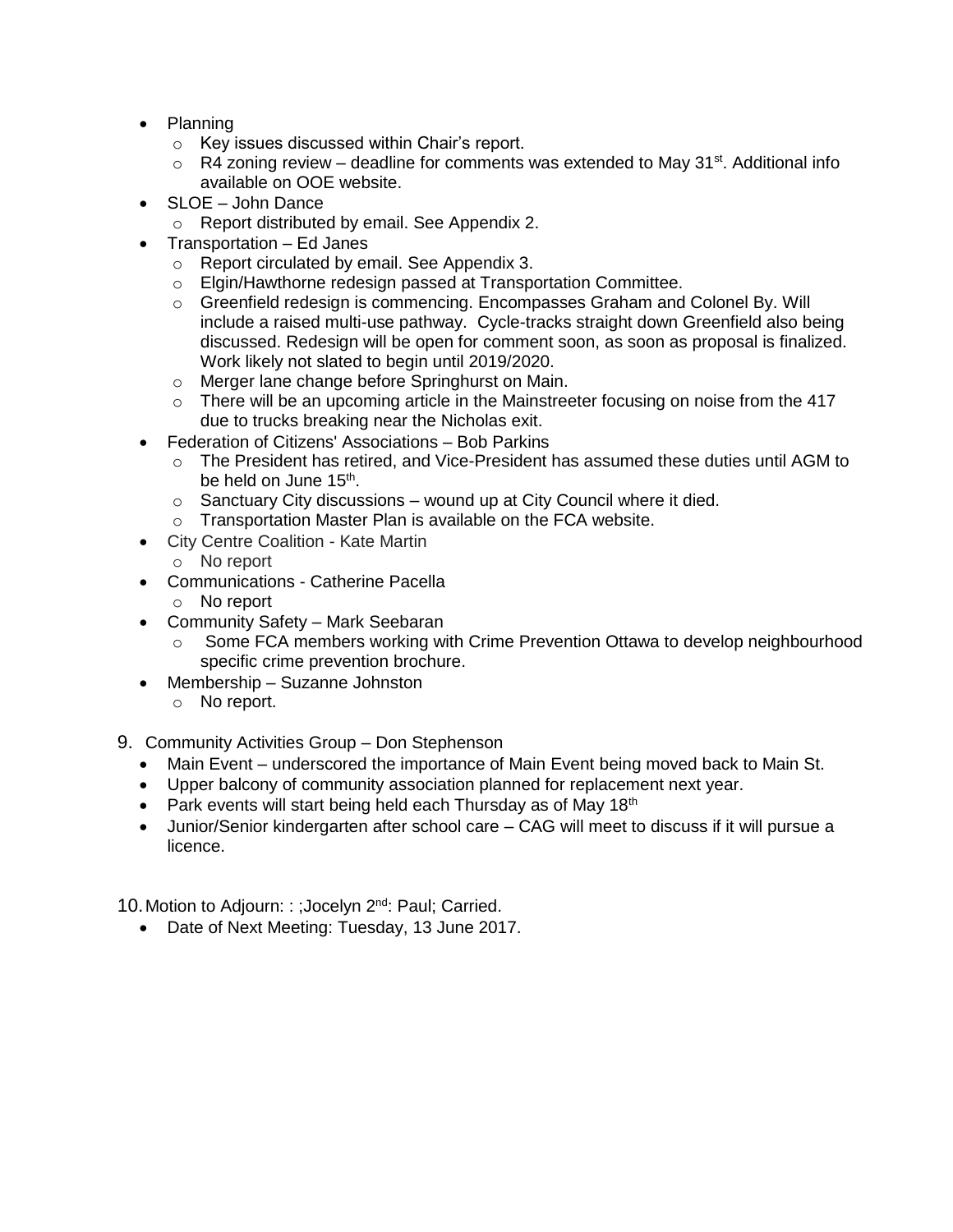- Planning
  - Key issues discussed within Chair's report.
  - R4 zoning review – deadline for comments was extended to May 31st. Additional info available on OOE website.
- SLOE – John Dance
  - Report distributed by email. See Appendix 2.
- Transportation – Ed Janes
  - Report circulated by email. See Appendix 3.
  - Elgin/Hawthorne redesign passed at Transportation Committee.
  - Greenfield redesign is commencing. Encompasses Graham and Colonel By. Will include a raised multi-use pathway. Cycle-tracks straight down Greenfield also being discussed. Redesign will be open for comment soon, as soon as proposal is finalized. Work likely not slated to begin until 2019/2020.
  - Merger lane change before Springhurst on Main.
  - There will be an upcoming article in the Mainstreeter focusing on noise from the 417 due to trucks breaking near the Nicholas exit.
- Federation of Citizens' Associations – Bob Parkins
  - The President has retired, and Vice-President has assumed these duties until AGM to be held on June 15th.
  - Sanctuary City discussions – wound up at City Council where it died.
  - Transportation Master Plan is available on the FCA website.
- City Centre Coalition - Kate Martin
  - No report
- Communications - Catherine Pacella
  - No report
- Community Safety – Mark Seebaran
  - Some FCA members working with Crime Prevention Ottawa to develop neighbourhood specific crime prevention brochure.
- Membership – Suzanne Johnston
  - No report.

9. Community Activities Group – Don Stephenson
   - Main Event – underscored the importance of Main Event being moved back to Main St.
   - Upper balcony of community association planned for replacement next year.
   - Park events will start being held each Thursday as of May 18th
   - Junior/Senior kindergarten after school care – CAG will meet to discuss if it will pursue a licence.

10. Motion to Adjourn: : ;Jocelyn 2nd: Paul; Carried.
    - Date of Next Meeting: Tuesday, 13 June 2017.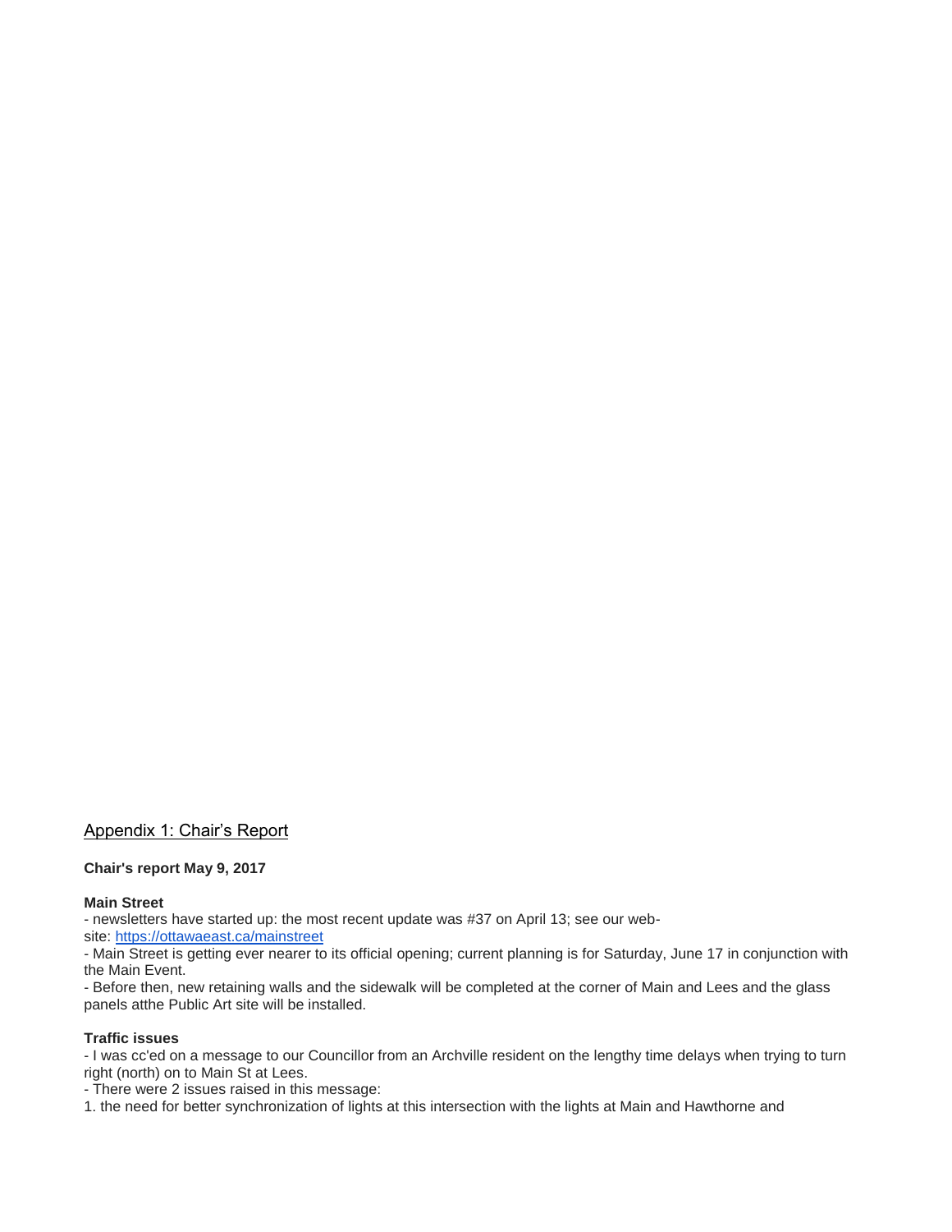## Appendix 1: Chair's Report

**Chair's report May 9, 2017**

**Main Street**

- newsletters have started up: the most recent update was #37 on April 13; see our web-site: https://ottawaeast.ca/mainstreet
- Main Street is getting ever nearer to its official opening; current planning is for Saturday, June 17 in conjunction with the Main Event.
- Before then, new retaining walls and the sidewalk will be completed at the corner of Main and Lees and the glass panels atthe Public Art site will be installed.

**Traffic issues**

- I was cc'ed on a message to our Councillor from an Archville resident on the lengthy time delays when trying to turn right (north) on to Main St at Lees.
- There were 2 issues raised in this message:

1. the need for better synchronization of lights at this intersection with the lights at Main and Hawthorne and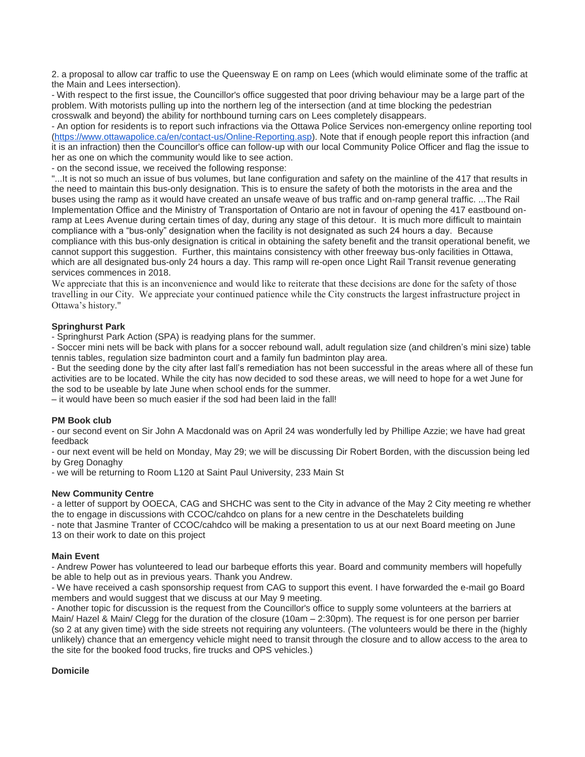2. a proposal to allow car traffic to use the Queensway E on ramp on Lees (which would eliminate some of the traffic at the Main and Lees intersection).

- With respect to the first issue, the Councillor's office suggested that poor driving behaviour may be a large part of the problem. With motorists pulling up into the northern leg of the intersection (and at time blocking the pedestrian crosswalk and beyond) the ability for northbound turning cars on Lees completely disappears.
- An option for residents is to report such infractions via the Ottawa Police Services non-emergency online reporting tool ([https://www.ottawapolice.ca/en/contact-us/Online-Reporting.asp](https://www.ottawapolice.ca/en/contact-us/Online-Reporting.asp)). Note that if enough people report this infraction (and it is an infraction) then the Councillor's office can follow-up with our local Community Police Officer and flag the issue to her as one on which the community would like to see action.
- on the second issue, we received the following response:

"...It is not so much an issue of bus volumes, but lane configuration and safety on the mainline of the 417 that results in the need to maintain this bus-only designation. This is to ensure the safety of both the motorists in the area and the buses using the ramp as it would have created an unsafe weave of bus traffic and on-ramp general traffic. ...The Rail Implementation Office and the Ministry of Transportation of Ontario are not in favour of opening the 417 eastbound on-ramp at Lees Avenue during certain times of day, during any stage of this detour. It is much more difficult to maintain compliance with a "bus-only" designation when the facility is not designated as such 24 hours a day. Because compliance with this bus-only designation is critical in obtaining the safety benefit and the transit operational benefit, we cannot support this suggestion. Further, this maintains consistency with other freeway bus-only facilities in Ottawa, which are all designated bus-only 24 hours a day. This ramp will re-open once Light Rail Transit revenue generating services commences in 2018.

We appreciate that this is an inconvenience and would like to reiterate that these decisions are done for the safety of those travelling in our City. We appreciate your continued patience while the City constructs the largest infrastructure project in Ottawa's history."

**Springhurst Park**

- Springhurst Park Action (SPA) is readying plans for the summer.
- Soccer mini nets will be back with plans for a soccer rebound wall, adult regulation size (and children's mini size) table tennis tables, regulation size badminton court and a family fun badminton play area.
- But the seeding done by the city after last fall's remediation has not been successful in the areas where all of these fun activities are to be located. While the city has now decided to sod these areas, we will need to hope for a wet June for the sod to be useable by late June when school ends for the summer.

– it would have been so much easier if the sod had been laid in the fall!

**PM Book club**

- our second event on Sir John A Macdonald was on April 24 was wonderfully led by Phillipe Azzie; we have had great feedback
- our next event will be held on Monday, May 29; we will be discussing Dir Robert Borden, with the discussion being led by Greg Donaghy
- we will be returning to Room L120 at Saint Paul University, 233 Main St

**New Community Centre**

- a letter of support by OOECA, CAG and SHCHC was sent to the City in advance of the May 2 City meeting re whether the to engage in discussions with CCOC/cahdco on plans for a new centre in the Deschatelets building
- note that Jasmine Tranter of CCOC/cahdco will be making a presentation to us at our next Board meeting on June 13 on their work to date on this project

**Main Event**

- Andrew Power has volunteered to lead our barbeque efforts this year. Board and community members will hopefully be able to help out as in previous years. Thank you Andrew.
- We have received a cash sponsorship request from CAG to support this event. I have forwarded the e-mail go Board members and would suggest that we discuss at our May 9 meeting.
- Another topic for discussion is the request from the Councillor's office to supply some volunteers at the barriers at Main/ Hazel & Main/ Clegg for the duration of the closure (10am – 2:30pm). The request is for one person per barrier (so 2 at any given time) with the side streets not requiring any volunteers. (The volunteers would be there in the (highly unlikely) chance that an emergency vehicle might need to transit through the closure and to allow access to the area to the site for the booked food trucks, fire trucks and OPS vehicles.)

**Domicile**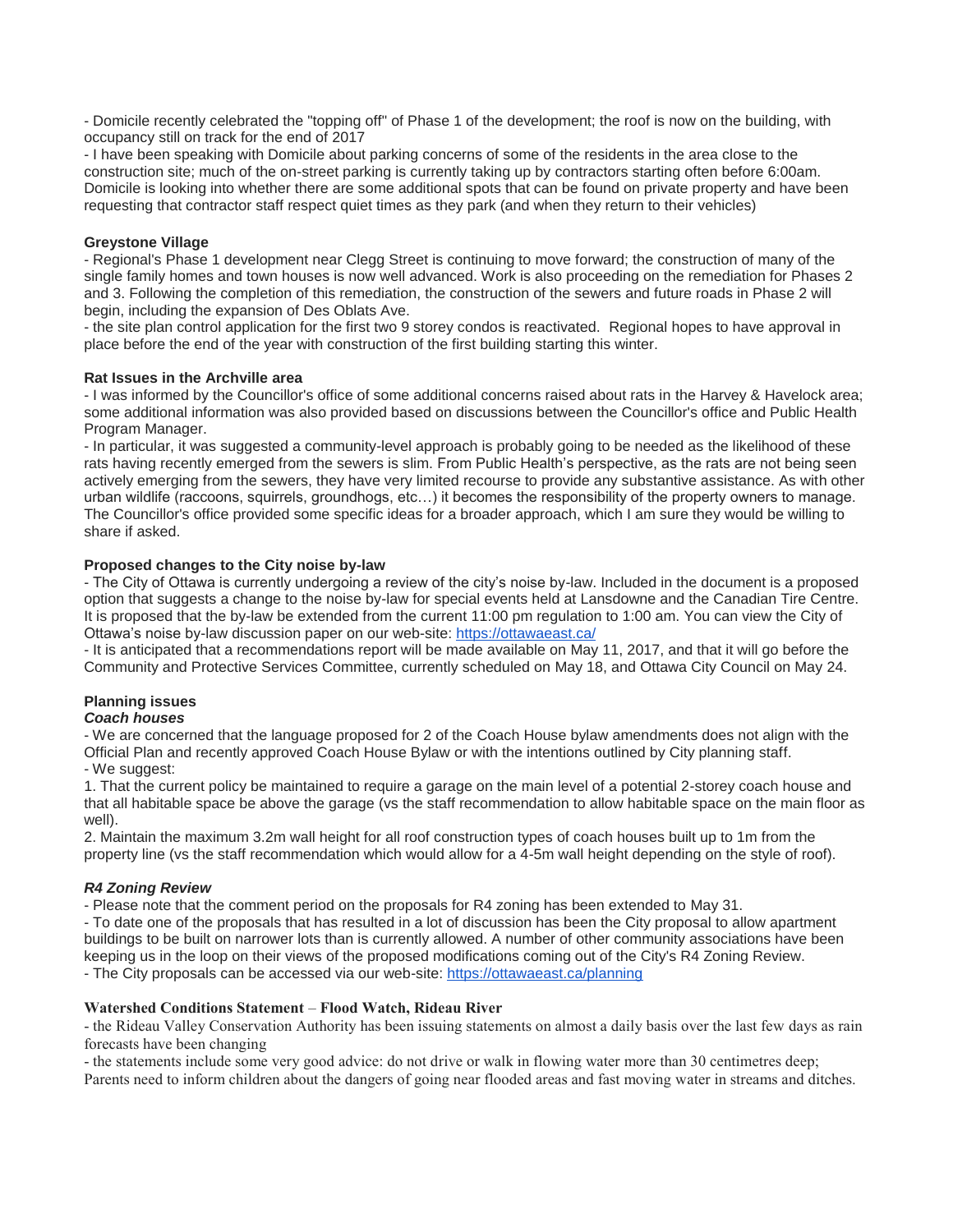- Domicile recently celebrated the "topping off" of Phase 1 of the development; the roof is now on the building, with occupancy still on track for the end of 2017
- I have been speaking with Domicile about parking concerns of some of the residents in the area close to the construction site; much of the on-street parking is currently taking up by contractors starting often before 6:00am. Domicile is looking into whether there are some additional spots that can be found on private property and have been requesting that contractor staff respect quiet times as they park (and when they return to their vehicles)

**Greystone Village**

- Regional's Phase 1 development near Clegg Street is continuing to move forward; the construction of many of the single family homes and town houses is now well advanced. Work is also proceeding on the remediation for Phases 2 and 3. Following the completion of this remediation, the construction of the sewers and future roads in Phase 2 will begin, including the expansion of Des Oblats Ave.
- the site plan control application for the first two 9 storey condos is reactivated. Regional hopes to have approval in place before the end of the year with construction of the first building starting this winter.

**Rat Issues in the Archville area**

- I was informed by the Councillor's office of some additional concerns raised about rats in the Harvey & Havelock area; some additional information was also provided based on discussions between the Councillor's office and Public Health Program Manager.
- In particular, it was suggested a community-level approach is probably going to be needed as the likelihood of these rats having recently emerged from the sewers is slim. From Public Health's perspective, as the rats are not being seen actively emerging from the sewers, they have very limited recourse to provide any substantive assistance. As with other urban wildlife (raccoons, squirrels, groundhogs, etc…) it becomes the responsibility of the property owners to manage. The Councillor's office provided some specific ideas for a broader approach, which I am sure they would be willing to share if asked.

**Proposed changes to the City noise by-law**

- The City of Ottawa is currently undergoing a review of the city's noise by-law. Included in the document is a proposed option that suggests a change to the noise by-law for special events held at Lansdowne and the Canadian Tire Centre. It is proposed that the by-law be extended from the current 11:00 pm regulation to 1:00 am. You can view the City of Ottawa's noise by-law discussion paper on our web-site: https://ottawaeast.ca/
- It is anticipated that a recommendations report will be made available on May 11, 2017, and that it will go before the Community and Protective Services Committee, currently scheduled on May 18, and Ottawa City Council on May 24.

**Planning issues**

***Coach houses***

- We are concerned that the language proposed for 2 of the Coach House bylaw amendments does not align with the Official Plan and recently approved Coach House Bylaw or with the intentions outlined by City planning staff.
- We suggest:

1. That the current policy be maintained to require a garage on the main level of a potential 2-storey coach house and that all habitable space be above the garage (vs the staff recommendation to allow habitable space on the main floor as well).
2. Maintain the maximum 3.2m wall height for all roof construction types of coach houses built up to 1m from the property line (vs the staff recommendation which would allow for a 4-5m wall height depending on the style of roof).

***R4 Zoning Review***

- Please note that the comment period on the proposals for R4 zoning has been extended to May 31.
- To date one of the proposals that has resulted in a lot of discussion has been the City proposal to allow apartment buildings to be built on narrower lots than is currently allowed. A number of other community associations have been keeping us in the loop on their views of the proposed modifications coming out of the City's R4 Zoning Review.
- The City proposals can be accessed via our web-site: https://ottawaeast.ca/planning

**Watershed Conditions Statement – Flood Watch, Rideau River**

- the Rideau Valley Conservation Authority has been issuing statements on almost a daily basis over the last few days as rain forecasts have been changing
- the statements include some very good advice: do not drive or walk in flowing water more than 30 centimetres deep; Parents need to inform children about the dangers of going near flooded areas and fast moving water in streams and ditches.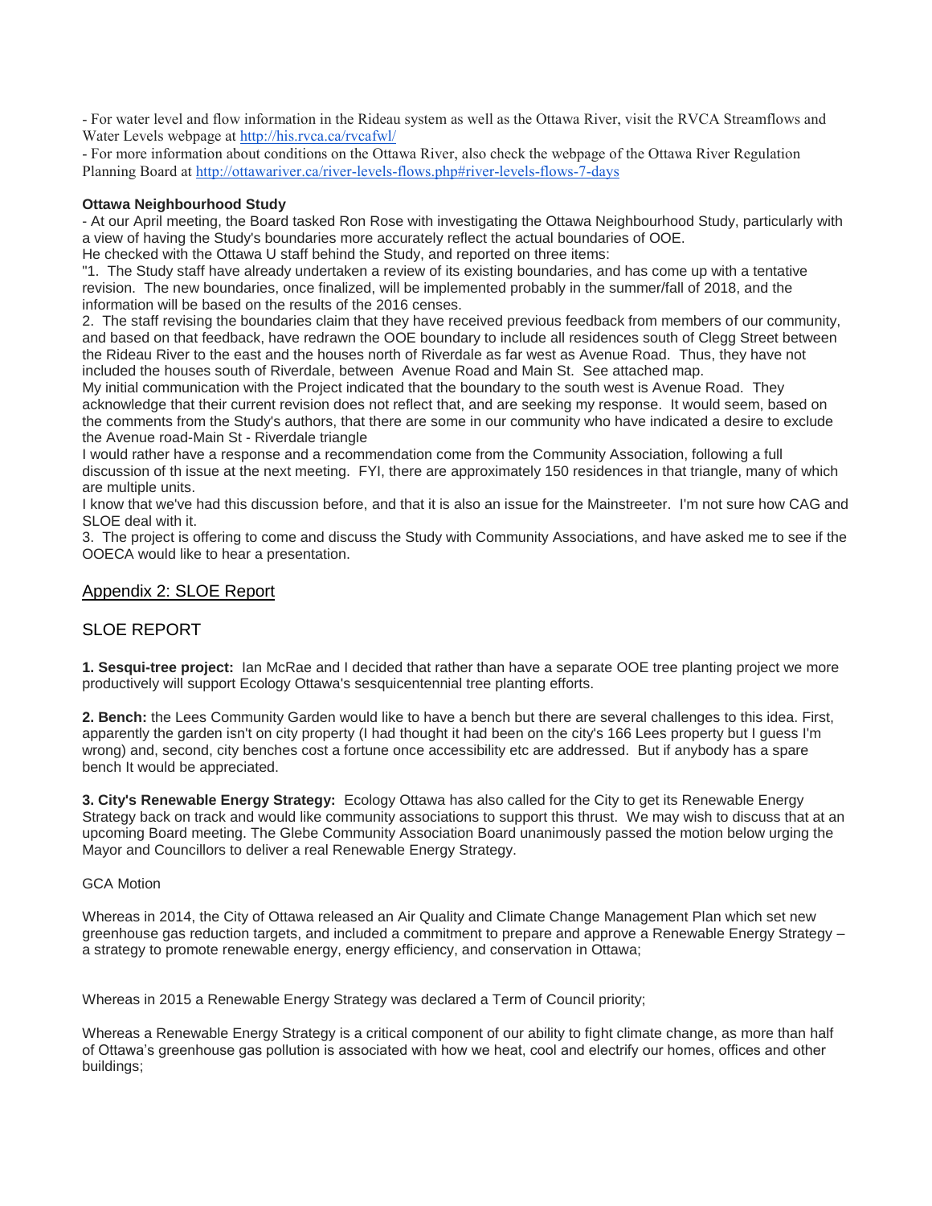- For water level and flow information in the Rideau system as well as the Ottawa River, visit the RVCA Streamflows and Water Levels webpage at http://his.rvca.ca/rvcafwl/

- For more information about conditions on the Ottawa River, also check the webpage of the Ottawa River Regulation Planning Board at http://ottawariver.ca/river-levels-flows.php#river-levels-flows-7-days

**Ottawa Neighbourhood Study**

- At our April meeting, the Board tasked Ron Rose with investigating the Ottawa Neighbourhood Study, particularly with a view of having the Study's boundaries more accurately reflect the actual boundaries of OOE.

He checked with the Ottawa U staff behind the Study, and reported on three items:

"1. The Study staff have already undertaken a review of its existing boundaries, and has come up with a tentative revision. The new boundaries, once finalized, will be implemented probably in the summer/fall of 2018, and the information will be based on the results of the 2016 censes.

2. The staff revising the boundaries claim that they have received previous feedback from members of our community, and based on that feedback, have redrawn the OOE boundary to include all residences south of Clegg Street between the Rideau River to the east and the houses north of Riverdale as far west as Avenue Road. Thus, they have not included the houses south of Riverdale, between Avenue Road and Main St. See attached map.

My initial communication with the Project indicated that the boundary to the south west is Avenue Road. They acknowledge that their current revision does not reflect that, and are seeking my response. It would seem, based on the comments from the Study's authors, that there are some in our community who have indicated a desire to exclude the Avenue road-Main St - Riverdale triangle

I would rather have a response and a recommendation come from the Community Association, following a full discussion of th issue at the next meeting. FYI, there are approximately 150 residences in that triangle, many of which are multiple units.

I know that we've had this discussion before, and that it is also an issue for the Mainstreeter. I'm not sure how CAG and SLOE deal with it.

3. The project is offering to come and discuss the Study with Community Associations, and have asked me to see if the OOECA would like to hear a presentation.

## Appendix 2: SLOE Report

## SLOE REPORT

**1. Sesqui-tree project:** Ian McRae and I decided that rather than have a separate OOE tree planting project we more productively will support Ecology Ottawa's sesquicentennial tree planting efforts.

**2. Bench:** the Lees Community Garden would like to have a bench but there are several challenges to this idea. First, apparently the garden isn't on city property (I had thought it had been on the city's 166 Lees property but I guess I'm wrong) and, second, city benches cost a fortune once accessibility etc are addressed. But if anybody has a spare bench It would be appreciated.

**3. City's Renewable Energy Strategy:** Ecology Ottawa has also called for the City to get its Renewable Energy Strategy back on track and would like community associations to support this thrust. We may wish to discuss that at an upcoming Board meeting. The Glebe Community Association Board unanimously passed the motion below urging the Mayor and Councillors to deliver a real Renewable Energy Strategy.

GCA Motion

Whereas in 2014, the City of Ottawa released an Air Quality and Climate Change Management Plan which set new greenhouse gas reduction targets, and included a commitment to prepare and approve a Renewable Energy Strategy – a strategy to promote renewable energy, energy efficiency, and conservation in Ottawa;

Whereas in 2015 a Renewable Energy Strategy was declared a Term of Council priority;

Whereas a Renewable Energy Strategy is a critical component of our ability to fight climate change, as more than half of Ottawa's greenhouse gas pollution is associated with how we heat, cool and electrify our homes, offices and other buildings;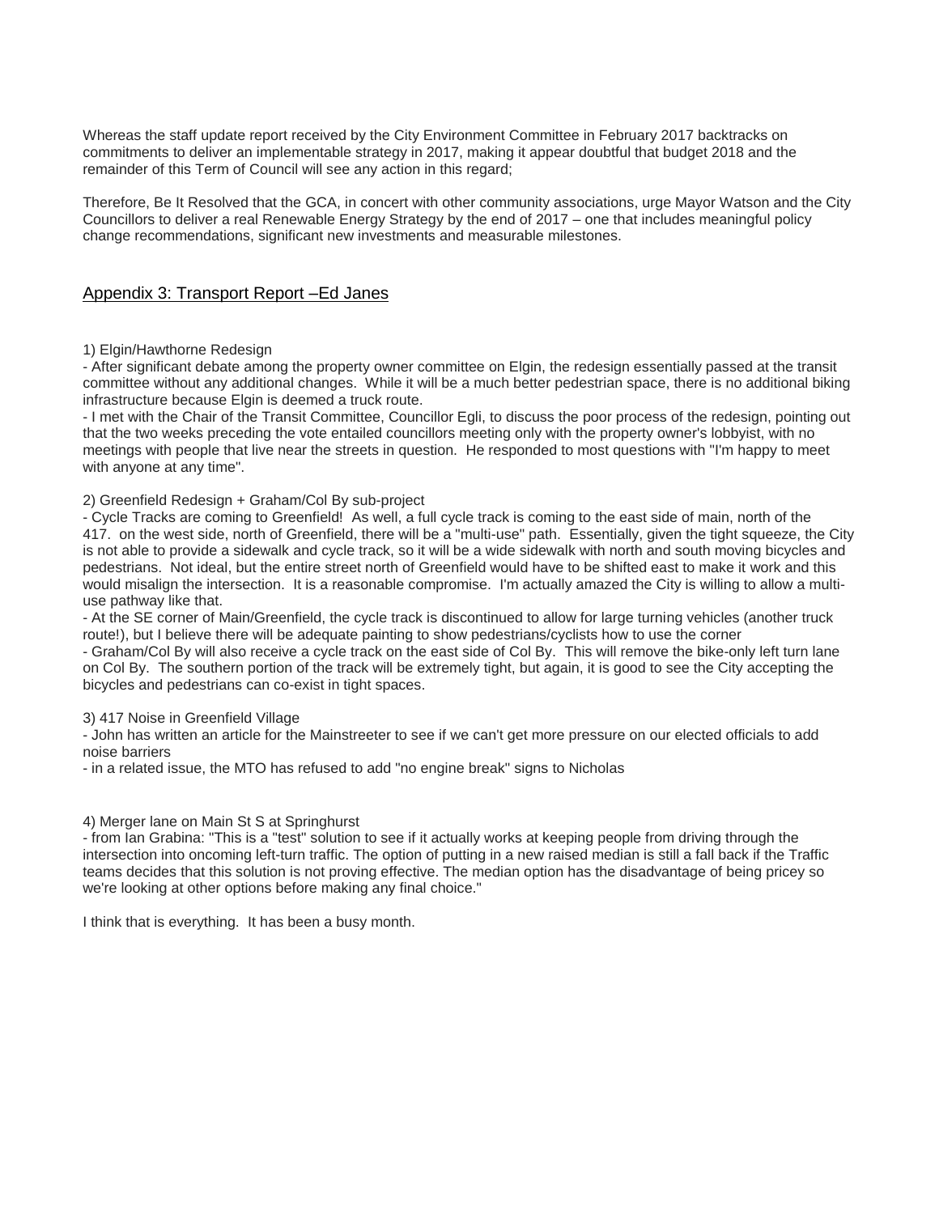Whereas the staff update report received by the City Environment Committee in February 2017 backtracks on commitments to deliver an implementable strategy in 2017, making it appear doubtful that budget 2018 and the remainder of this Term of Council will see any action in this regard;

Therefore, Be It Resolved that the GCA, in concert with other community associations, urge Mayor Watson and the City Councillors to deliver a real Renewable Energy Strategy by the end of 2017 – one that includes meaningful policy change recommendations, significant new investments and measurable milestones.

## Appendix 3: Transport Report –Ed Janes

1) Elgin/Hawthorne Redesign

- After significant debate among the property owner committee on Elgin, the redesign essentially passed at the transit committee without any additional changes. While it will be a much better pedestrian space, there is no additional biking infrastructure because Elgin is deemed a truck route.
- I met with the Chair of the Transit Committee, Councillor Egli, to discuss the poor process of the redesign, pointing out that the two weeks preceding the vote entailed councillors meeting only with the property owner's lobbyist, with no meetings with people that live near the streets in question. He responded to most questions with "I'm happy to meet with anyone at any time".

2) Greenfield Redesign + Graham/Col By sub-project

- Cycle Tracks are coming to Greenfield! As well, a full cycle track is coming to the east side of main, north of the 417. on the west side, north of Greenfield, there will be a "multi-use" path. Essentially, given the tight squeeze, the City is not able to provide a sidewalk and cycle track, so it will be a wide sidewalk with north and south moving bicycles and pedestrians. Not ideal, but the entire street north of Greenfield would have to be shifted east to make it work and this would misalign the intersection. It is a reasonable compromise. I'm actually amazed the City is willing to allow a multi-use pathway like that.
- At the SE corner of Main/Greenfield, the cycle track is discontinued to allow for large turning vehicles (another truck route!), but I believe there will be adequate painting to show pedestrians/cyclists how to use the corner
- Graham/Col By will also receive a cycle track on the east side of Col By. This will remove the bike-only left turn lane on Col By. The southern portion of the track will be extremely tight, but again, it is good to see the City accepting the bicycles and pedestrians can co-exist in tight spaces.

3) 417 Noise in Greenfield Village

- John has written an article for the Mainstreeter to see if we can't get more pressure on our elected officials to add noise barriers
- in a related issue, the MTO has refused to add "no engine break" signs to Nicholas

4) Merger lane on Main St S at Springhurst

- from Ian Grabina: "This is a "test" solution to see if it actually works at keeping people from driving through the intersection into oncoming left-turn traffic. The option of putting in a new raised median is still a fall back if the Traffic teams decides that this solution is not proving effective. The median option has the disadvantage of being pricey so we're looking at other options before making any final choice."

I think that is everything. It has been a busy month.